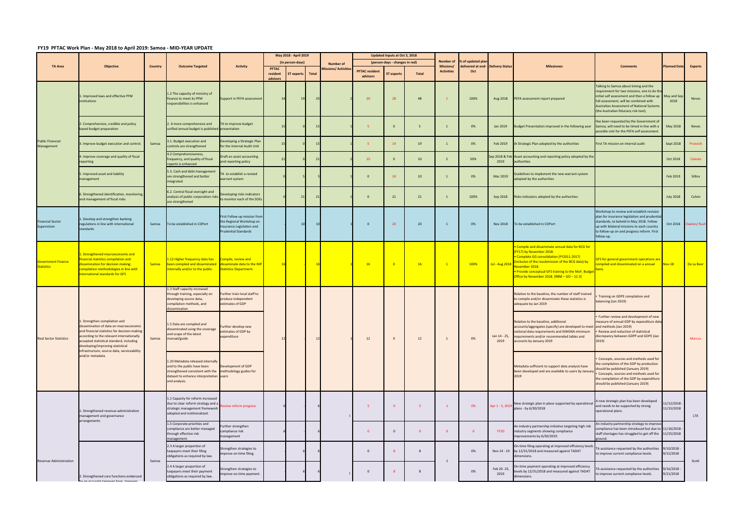# FY19 PFTAC Work Plan - May 2018 to April 2019: Samoa - MID-YEAR UPDATE

| TA Area | Objective | Country | Outcome Targeted | Activity | May 2018 - April 2019 (in person-days) | | | Number of Missions/ Activities | Updated Inputs at Oct 3, 2018 (person-days - changes in red) | | | Number of Missions/ Activities | % of updated plan delivered at end-Oct | Delivery Status | Milestones | Comments | Planned Date | Experts |
|---|---|---|---|---|---|---|---|---|---|---|---|---|---|---|---|---|---|---|
| | | | | | PFTAC resident advisors | ST experts | Total | | PFTAC resident advisors | ST experts | Total | | | | | | | |
| Public Financial Management | 1. Improved laws and effective PFM institutions | Samoa | 1.2 The capacity of ministry of finance to meet its PFM responsibilities is enhanced | Support in PEFA assessment | 14 | 19 | 33 | 2 | 20 | 28 | 48 | 1 | 100% | Aug 2018 | PEFA assessment report prepared | Talking to Samoa about timing and the requirement for two missions, one to do the initial self assessment and then a follow up full assessment, will be combined with Australian Assessment of National Systems (the Australian fiduciary risk tool). | May and Sep 2018 | Neves |
| | 2. Comprehensive, credible and policy based budget preparation | | 2. A more comprehensive and unified annual budget is published | TA to improve budget presentation | 15 | 0 | 15 | 1 | 5 | 0 | 5 | 1 | 0% | Jan 2019 | Budget Presentation improved in the following year | Has been requested by the Government of Samoa, will need to be timed in line with a possible visit for the PEFA self assessment. | May 2018 | Neves |
| | 3. Improve budget execution and control. | | 3.1. Budget execution and controls are strengthened | Developing a Strategic Plan for the Internal Audit Unit | 15 | 0 | 15 | 1 | 5 | 14 | 19 | 1 | 0% | Feb 2019 | IA Strategic Plan adopted by the authorities | First TA mission on internal audit | Sept 2018 | Prcevich |
| | 4. Improve coverage and quality of fiscal reporting | | 4.2 Comprehensiveness, frequency, and quality of fiscal reports is enhanced | Draft an asset accounting and reporting policy | 21 | 0 | 21 | 2 | 10 | 0 | 10 | 2 | 50% | Sep 2018 & Feb 2019 | Asset accounting and reporting policy adopted by the authorities | | Oct 2018 | Celeste |
| | 5. Improved asset and liability management | | 5.3. Cash and debt management are strengthened and better integrated | TA to establish a revised warrant system | 0 | 5 | 5 | 1 | 0 | 10 | 10 | 1 | 0% | Mar 2019 | Guidelines to implement the new warrant system adopted by the authorities | | Feb 2019 | Sillins |
| | 6. Strengthened identification, monitoring, and management of fiscal risks | | 6.2. Central fiscal oversight and analysis of public corporation risks are strengthened | Developing risks indicators to monitor each of the SOEs | 0 | 21 | 21 | 1 | 0 | 21 | 21 | 1 | 100% | Sep 2018 | Risks indicators adopted by the authorities | | July 2018 | Colvin |
| Financial Sector Supervision | 1. Develop and strengthen banking regulations in line with international standards | Samoa | To be established in CDPort | First Follow-up mission from the Regional Workshop on Insurance Legislation and Prudential Standards | - | 10 | 10 | 1 | 0 | 20 | 20 | 1 | 0% | Nov 2018 | To be established in CDPort | Workshop to review and establish revision plan for insurance legislation and prudential standards, to beheld in May 2018. Follow up with bilateral missions to each country to follow-up on and progress reform. First follow-up. | Oct 2018 | Claxton/ Rush |
| Government Finance Statistics | 1. Strengthened macroeconomic and financial statistics compilation and dissemination for decision making: compilation methodologies in line with international standards for GFS | Samoa | 1.12 Higher frequency data has been compiled and disseminated internally and/or to the public. | Compile, review and disseminate data to the IMF Statistics Department. | 16 | - | 16 | 1 | 16 | 0 | 16 | 1 | 100% | Jul - Aug 2018 | • Compile and disseminate annual data for BCG for (FY17) by November 2018.<br>• Complete GG consolidation (FY2011-2017) (inclusive of the resubmission of the BCG data) by November 2018.<br>• Provide conceptual GFS training to the MoF, Budget Office by November 2018. [RBM – GO – 12.3] | GFS for general government operations are compiled and disseminated on a annual basis. | Nov-18 | De La Beer |
| Real Sector Statistics | 1. Strengthen compilation and dissemination of data on macroeconomic and financial statistics for decision making according to the relevant internationally accepted statistical standard, including developing/improving statistical infrastructure, source data, serviceability and/or metadata. | Samoa | 1.3 Staff capacity increased through training, especially on developing source data, compilation methods, and dissemination | Further train local staff to produce independent estimates of GDP | 12 | - | 12 | 1 | 12 | 0 | 12 | 1 | 0% | Jan 14 - 25, 2019 | Relative to the baseline, the number of staff trained to compile and/or disseminate these statistics is adequate by Jan 2019 | • Training on GDPE compilation and balancing (Jan 2019) | | Marcus |
| | | | 1.5 Data are compiled and disseminated using the coverage and scope of the latest manual/guide | Further develop new estimates of GDP by expenditure | | | | | | | | | | | Relative to the baseline, additional accounts/aggregates (specify) are developed to meet national data requirements and ISWGNA minimum requirements and/or recommended tables and accounts by January 2019 | • Further review and development of new measure of annual GDP by expenditure data and methods (Jan 2019)<br>• Review and reduction of statistical discrepancy between GDPP and GDPE (Jan 2019) | | |
| | | | 1.20 Metadata released internally and to the public have been strengthened consistent with the dataset to enhance interpretation and analysis. | Development of GDP methodology guides for users | | | | | | | | | | | Metadata sufficient to support data analysis have been developed and are available to users by January 2019 | • Concepts, sources and methods used for the compilation of the GDP by production should be published (January 2019)<br>• Concepts, sources and methods used for the compilation of the GDP by expenditure should be published (January 2019) | | |
| Revenue Administration | 1. Strengthened revenue administration management and governance arrangements | Samoa | 1.1 Capacity for reform increased due to clear reform strategy and a strategic management framework adopted and institutionalized. | Review reform progress | 6 | - | 6 | 1 | 5 | 0 | 5 | 1 | 0% | Apr 1 - 5, 2019 | New strategic plan in place supported by operational plans - by 6/30/2018 | A new strategic plan has been developed and needs to be supported by strong operational plans. | 11/12/2018 - 11/15/2018 | LTX |
| | | | 1.5 Corporate priorities and compliance are better managed through effective risk management. | Further strengthen compliance risk management | 6 | - | 6 | | 0 | 0 | 0 | 0 | 0 | FY20 | An industry partnership initiative targeting high risk industry segments showing compliance improvements by 6/30/2019. | An industry partnership strategy to improve compliance has been introduced but due to staff shortages has struggled to get off the ground. | 11/16/2018 - 11/25/2018 | |
| | 2. Strengthened core functions evidenced by an accurate taxpayer base, taxpayer | | 2.3 A larger proportion of taxpayers meet their filing obligations as required by law. | Strengthen strategies to improve on-time filing. | - | 6 | 6 | 1 | 0 | 8 | 8 | 1 | 0% | Nov 14 - 19 | On-time filing operating at improved efficiency levels by 12/31/2018 and measured against TADAT dimensions. | TA assistance requested by the authorities to improve current compliance levels. | 9/10/2018 - 9/15/2018 | Scott |
| | | | 2.4 A larger proportion of taxpayers meet their payment obligations as required by law. | Strengthen strategies to improve on-time payment. | - | 6 | 6 | | 0 | 8 | 8 | | 0% | Feb 20 -25, 2019 | On-time payment operating at improved efficiency levels by 12/31/2018 and measured against TADAT dimensions. | TA assistance requested by the authorities to improve current compliance levels. | 9/16/2018 - 9/21/2018 | |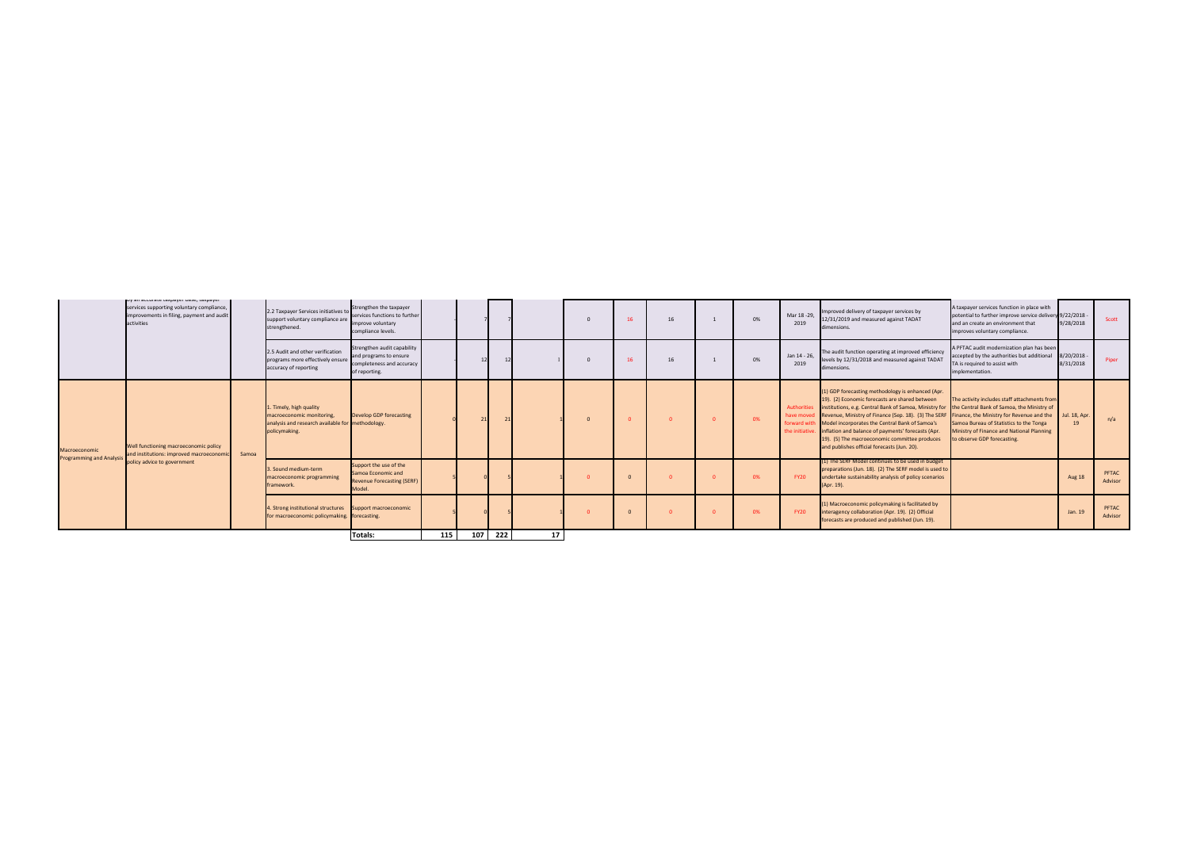| | | | | | | | | | | | | | | | | | | |
|---|---|---|---|---|---|---|---|---|---|---|---|---|---|---|---|---|---|---|
| | by an accurate taxpayer base, taxpayer services supporting voluntary compliance, improvements in filing, payment and audit activities | | 2.2 Taxpayer Services initiatives to support voluntary compliance are strengthened. | Strengthen the taxpayer services functions to further improve voluntary compliance levels. | - | 7 | 7 | | 0 | 16 | 16 | 1 | 0% | Mar 18 -29, 2019 | Improved delivery of taxpayer services by 12/31/2019 and measured against TADAT dimensions. | A taxpayer services function in place with potential to further improve service delivery and an create an environment that improves voluntary compliance. | 9/22/2018 - 9/28/2018 | Scott |
| | | | 2.5 Audit and other verification programs more effectively ensure accuracy of reporting | Strengthen audit capability and programs to ensure completeness and accuracy of reporting. | - | 12 | 12 | 1 | 0 | 16 | 16 | 1 | 0% | Jan 14 - 26, 2019 | The audit function operating at improved efficiency levels by 12/31/2018 and measured against TADAT dimensions. | A PFTAC audit modernization plan has been accepted by the authorities but additional TA is required to assist with implementation. | 8/20/2018 - 8/31/2018 | Piper |
| Macroeconomic Programming and Analysis | Well functioning macroeconomic policy and institutions: improved macroeconomic policy advice to government | Samoa | 1. Timely, high quality macroeconomic monitoring, analysis and research available for policymaking. | Develop GDP forecasting methodology. | 0 | 21 | 21 | 1 | 0 | 0 | 0 | 0 | 0% | Authorities have moved forward with the initiative. | (1) GDP forecasting methodology is enhanced (Apr. 19). (2) Economic forecasts are shared between institutions, e.g. Central Bank of Samoa, Ministry for Revenue, Ministry of Finance (Sep. 18). (3) The SERF Model incorporates the Central Bank of Samoa's inflation and balance of payments' forecasts (Apr. 19). (5) The macroeconomic committee produces and publishes official forecasts (Jun. 20). | The activity includes staff attachments from the Central Bank of Samoa, the Ministry of Finance, the Ministry for Revenue and the Samoa Bureau of Statistics to the Tonga Ministry of Finance and National Planning to observe GDP forecasting. | Jul. 18, Apr. 19 | n/a |
| | | | 3. Sound medium-term macroeconomic programming framework. | Support the use of the Samoa Economic and Revenue Forecasting (SERF) Model. | 5 | 0 | 5 | 1 | 0 | 0 | 0 | 0 | 0% | FY20 | (1) The SERF Model continues to be used in budget preparations (Jun. 18). (2) The SERF model is used to undertake sustainability analysis of policy scenarios (Apr. 19). | | Aug 18 | PFTAC Advisor |
| | | | 4. Strong institutional structures for macroeconomic policymaking. | Support macroeconomic forecasting. | 5 | 0 | 5 | 1 | 0 | 0 | 0 | 0 | 0% | FY20 | (1) Macroeconomic policymaking is facilitated by interagency collaboration (Apr. 19). (2) Official forecasts are produced and published (Jun. 19). | | Jan. 19 | PFTAC Advisor |
| | | | | **Totals:** | **115** | **107** | **222** | **17** | | | | | | | | | | |